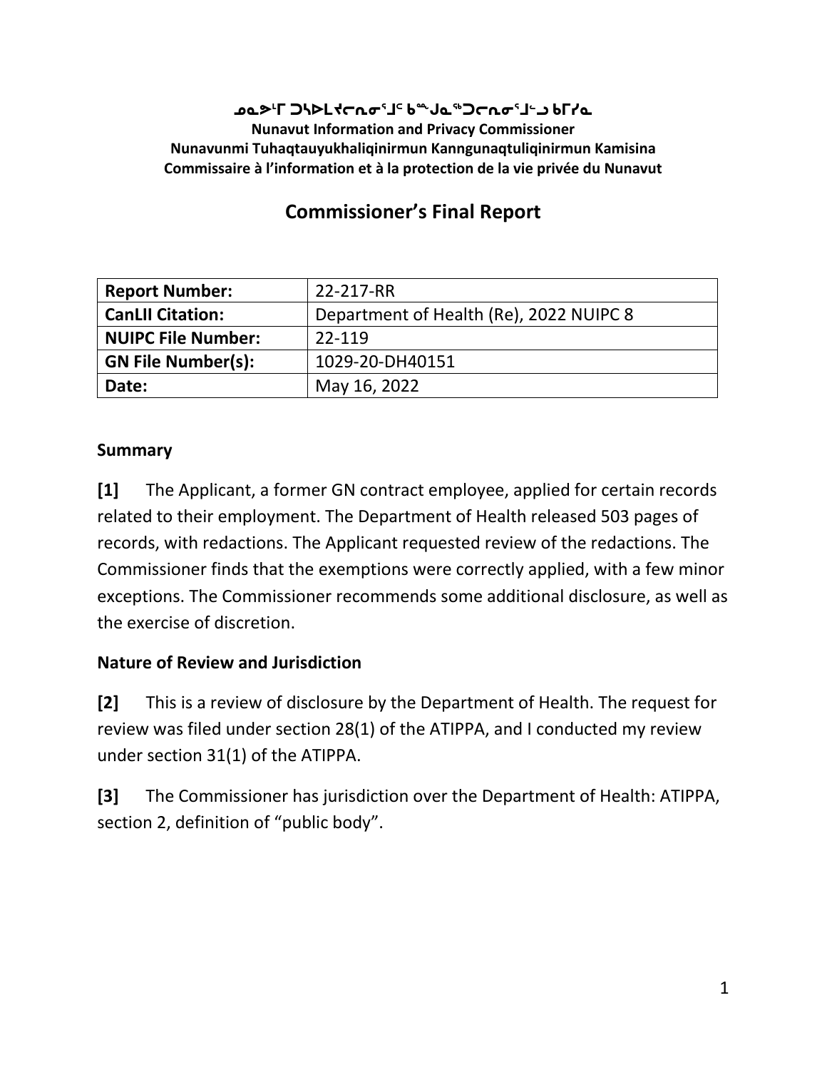**ᓄᓇᕗᒻᒥ ᑐᓴᐅᒪᔪᓕᕆᓂᕐᒧᑦ ᑲᙳᓇᖅᑐᓕᕆᓂᕐᒧᑦ ᑲᒥᓯᓇ**
**Nunavut Information and Privacy Commissioner**
**Nunavunmi Tuhaqtauyukhaliqinirmun Kanngunaqtuliqinirmun Kamisina**
**Commissaire à l'information et à la protection de la vie privée du Nunavut**

# Commissioner's Final Report

| | |
|---|---|
| **Report Number:** | 22-217-RR |
| **CanLII Citation:** | Department of Health (Re), 2022 NUIPC 8 |
| **NUIPC File Number:** | 22-119 |
| **GN File Number(s):** | 1029-20-DH40151 |
| **Date:** | May 16, 2022 |

## Summary

**[1]** The Applicant, a former GN contract employee, applied for certain records related to their employment. The Department of Health released 503 pages of records, with redactions. The Applicant requested review of the redactions. The Commissioner finds that the exemptions were correctly applied, with a few minor exceptions. The Commissioner recommends some additional disclosure, as well as the exercise of discretion.

## Nature of Review and Jurisdiction

**[2]** This is a review of disclosure by the Department of Health. The request for review was filed under section 28(1) of the ATIPPA, and I conducted my review under section 31(1) of the ATIPPA.

**[3]** The Commissioner has jurisdiction over the Department of Health: ATIPPA, section 2, definition of "public body".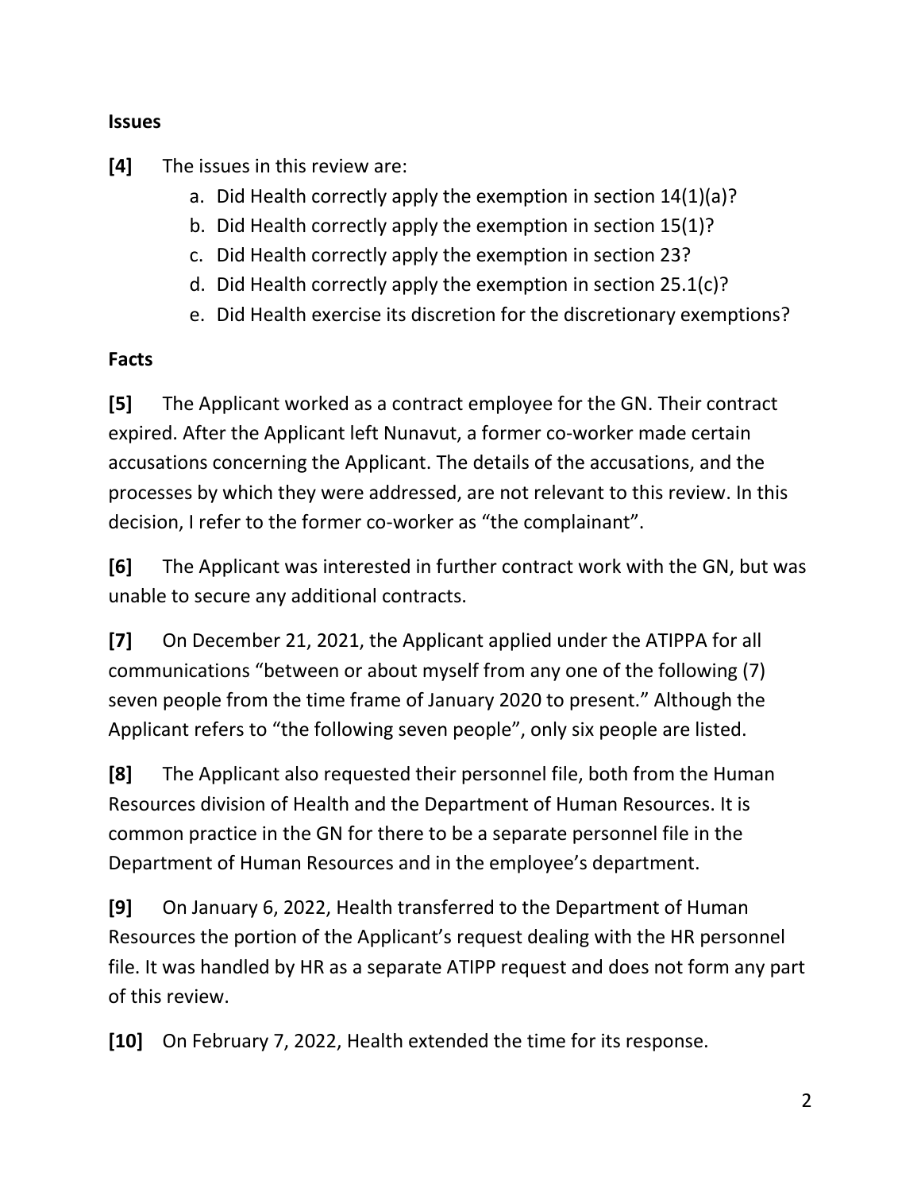## Issues

**[4]** The issues in this review are:

a. Did Health correctly apply the exemption in section 14(1)(a)?
b. Did Health correctly apply the exemption in section 15(1)?
c. Did Health correctly apply the exemption in section 23?
d. Did Health correctly apply the exemption in section 25.1(c)?
e. Did Health exercise its discretion for the discretionary exemptions?

## Facts

**[5]** The Applicant worked as a contract employee for the GN. Their contract expired. After the Applicant left Nunavut, a former co-worker made certain accusations concerning the Applicant. The details of the accusations, and the processes by which they were addressed, are not relevant to this review. In this decision, I refer to the former co-worker as "the complainant".

**[6]** The Applicant was interested in further contract work with the GN, but was unable to secure any additional contracts.

**[7]** On December 21, 2021, the Applicant applied under the ATIPPA for all communications "between or about myself from any one of the following (7) seven people from the time frame of January 2020 to present." Although the Applicant refers to "the following seven people", only six people are listed.

**[8]** The Applicant also requested their personnel file, both from the Human Resources division of Health and the Department of Human Resources. It is common practice in the GN for there to be a separate personnel file in the Department of Human Resources and in the employee's department.

**[9]** On January 6, 2022, Health transferred to the Department of Human Resources the portion of the Applicant's request dealing with the HR personnel file. It was handled by HR as a separate ATIPP request and does not form any part of this review.

**[10]** On February 7, 2022, Health extended the time for its response.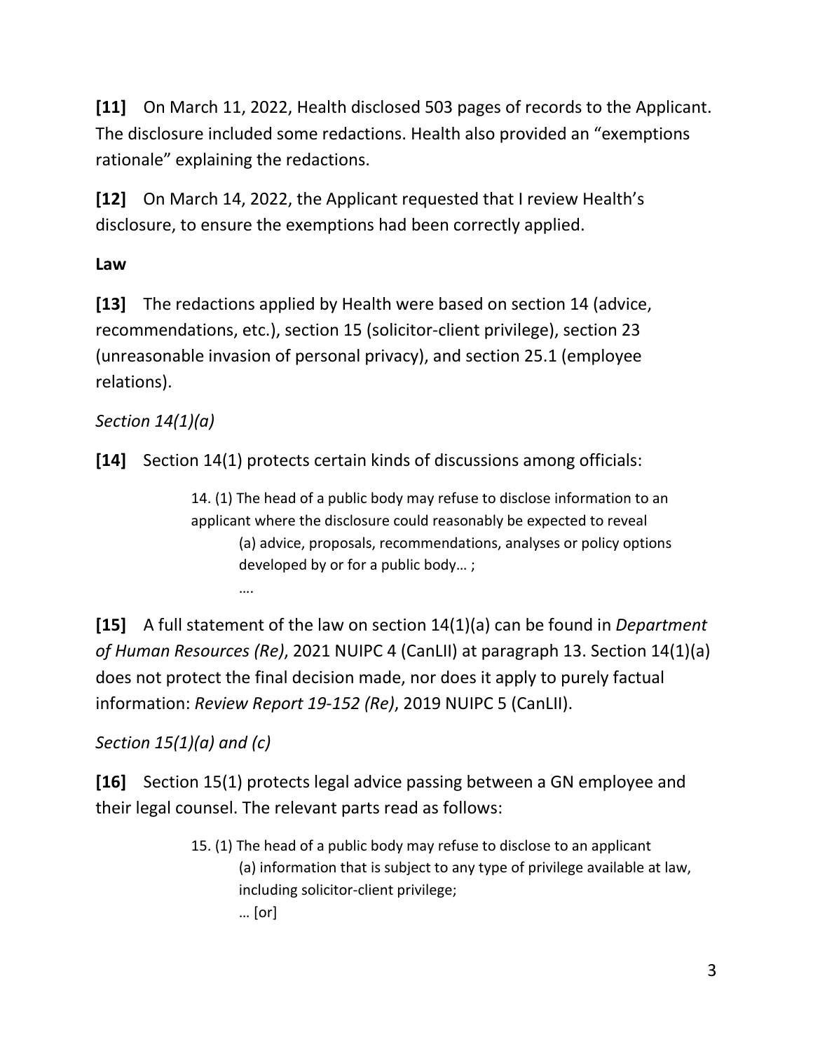**[11]** On March 11, 2022, Health disclosed 503 pages of records to the Applicant. The disclosure included some redactions. Health also provided an "exemptions rationale" explaining the redactions.

**[12]** On March 14, 2022, the Applicant requested that I review Health's disclosure, to ensure the exemptions had been correctly applied.

**Law**

**[13]** The redactions applied by Health were based on section 14 (advice, recommendations, etc.), section 15 (solicitor-client privilege), section 23 (unreasonable invasion of personal privacy), and section 25.1 (employee relations).

*Section 14(1)(a)*

**[14]** Section 14(1) protects certain kinds of discussions among officials:

> 14. (1) The head of a public body may refuse to disclose information to an applicant where the disclosure could reasonably be expected to reveal
>
> (a) advice, proposals, recommendations, analyses or policy options developed by or for a public body… ;
>
> ….

**[15]** A full statement of the law on section 14(1)(a) can be found in *Department of Human Resources (Re)*, 2021 NUIPC 4 (CanLII) at paragraph 13. Section 14(1)(a) does not protect the final decision made, nor does it apply to purely factual information: *Review Report 19-152 (Re)*, 2019 NUIPC 5 (CanLII).

*Section 15(1)(a) and (c)*

**[16]** Section 15(1) protects legal advice passing between a GN employee and their legal counsel. The relevant parts read as follows:

> 15. (1) The head of a public body may refuse to disclose to an applicant
>
> (a) information that is subject to any type of privilege available at law, including solicitor-client privilege;
>
> … [or]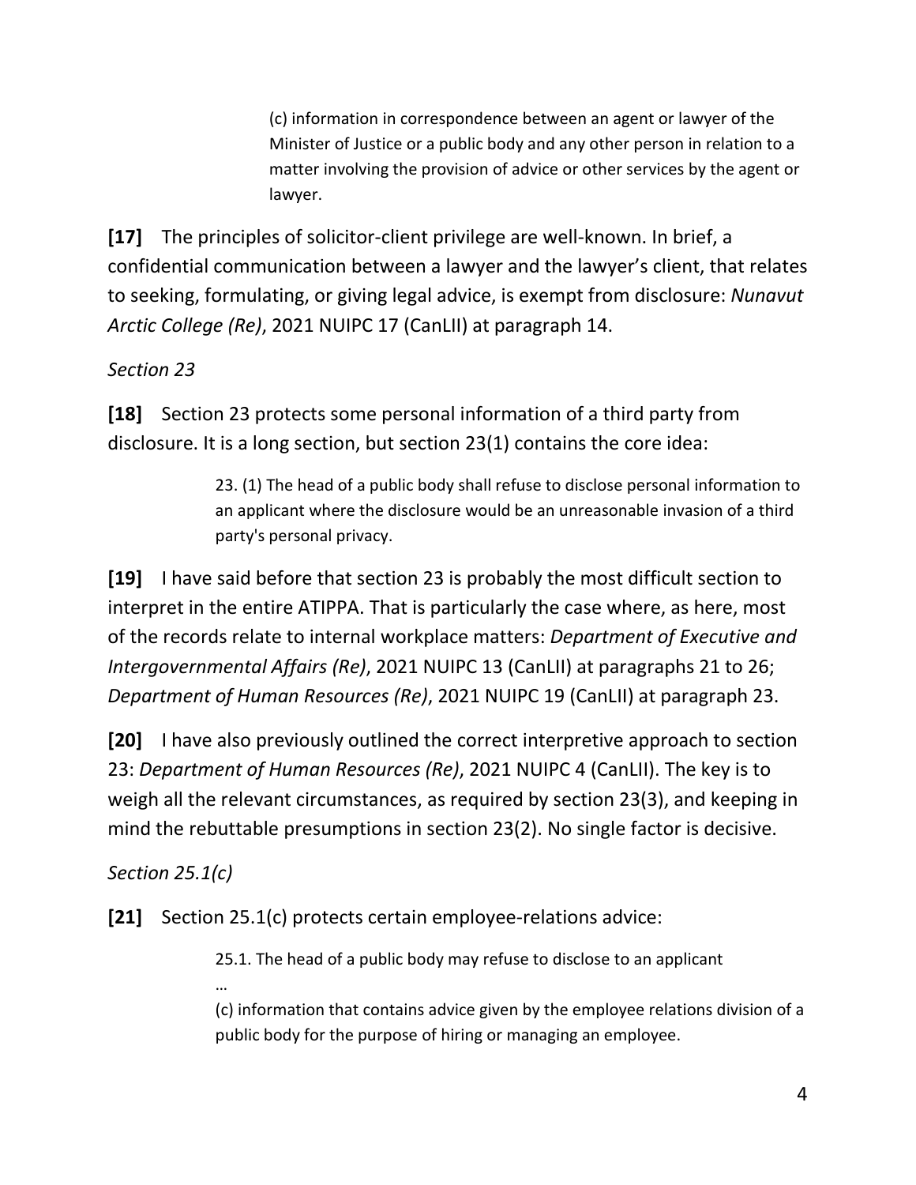> (c) information in correspondence between an agent or lawyer of the Minister of Justice or a public body and any other person in relation to a matter involving the provision of advice or other services by the agent or lawyer.

**[17]** The principles of solicitor-client privilege are well-known. In brief, a confidential communication between a lawyer and the lawyer's client, that relates to seeking, formulating, or giving legal advice, is exempt from disclosure: *Nunavut Arctic College (Re)*, 2021 NUIPC 17 (CanLII) at paragraph 14.

*Section 23*

**[18]** Section 23 protects some personal information of a third party from disclosure. It is a long section, but section 23(1) contains the core idea:

> 23. (1) The head of a public body shall refuse to disclose personal information to an applicant where the disclosure would be an unreasonable invasion of a third party's personal privacy.

**[19]** I have said before that section 23 is probably the most difficult section to interpret in the entire ATIPPA. That is particularly the case where, as here, most of the records relate to internal workplace matters: *Department of Executive and Intergovernmental Affairs (Re)*, 2021 NUIPC 13 (CanLII) at paragraphs 21 to 26; *Department of Human Resources (Re)*, 2021 NUIPC 19 (CanLII) at paragraph 23.

**[20]** I have also previously outlined the correct interpretive approach to section 23: *Department of Human Resources (Re)*, 2021 NUIPC 4 (CanLII). The key is to weigh all the relevant circumstances, as required by section 23(3), and keeping in mind the rebuttable presumptions in section 23(2). No single factor is decisive.

*Section 25.1(c)*

**[21]** Section 25.1(c) protects certain employee-relations advice:

> 25.1. The head of a public body may refuse to disclose to an applicant
>
> …
>
> (c) information that contains advice given by the employee relations division of a public body for the purpose of hiring or managing an employee.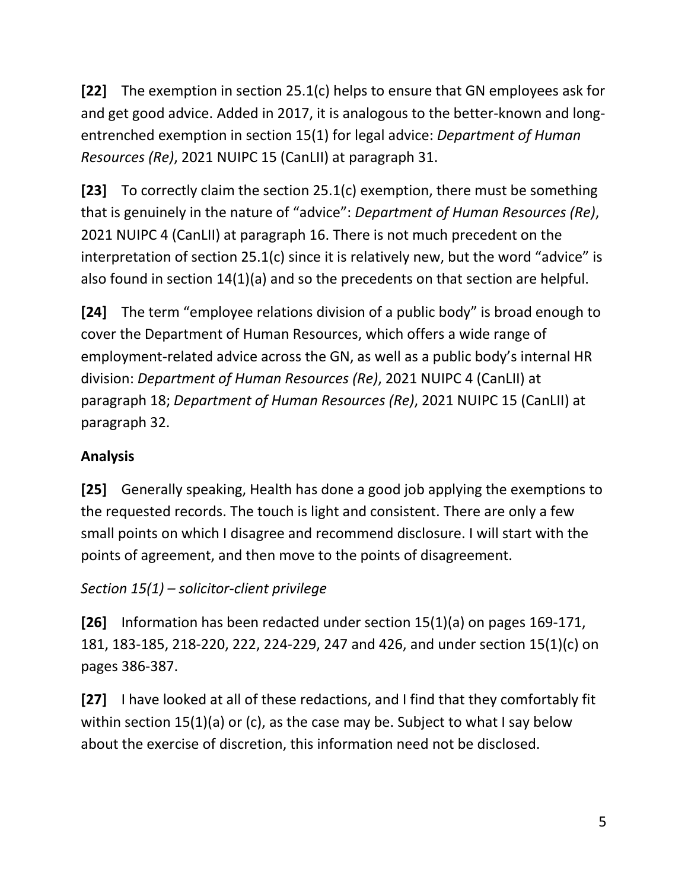**[22]** The exemption in section 25.1(c) helps to ensure that GN employees ask for and get good advice. Added in 2017, it is analogous to the better-known and long-entrenched exemption in section 15(1) for legal advice: *Department of Human Resources (Re)*, 2021 NUIPC 15 (CanLII) at paragraph 31.

**[23]** To correctly claim the section 25.1(c) exemption, there must be something that is genuinely in the nature of "advice": *Department of Human Resources (Re)*, 2021 NUIPC 4 (CanLII) at paragraph 16. There is not much precedent on the interpretation of section 25.1(c) since it is relatively new, but the word "advice" is also found in section 14(1)(a) and so the precedents on that section are helpful.

**[24]** The term "employee relations division of a public body" is broad enough to cover the Department of Human Resources, which offers a wide range of employment-related advice across the GN, as well as a public body's internal HR division: *Department of Human Resources (Re)*, 2021 NUIPC 4 (CanLII) at paragraph 18; *Department of Human Resources (Re)*, 2021 NUIPC 15 (CanLII) at paragraph 32.

## Analysis

**[25]** Generally speaking, Health has done a good job applying the exemptions to the requested records. The touch is light and consistent. There are only a few small points on which I disagree and recommend disclosure. I will start with the points of agreement, and then move to the points of disagreement.

### *Section 15(1) – solicitor-client privilege*

**[26]** Information has been redacted under section 15(1)(a) on pages 169-171, 181, 183-185, 218-220, 222, 224-229, 247 and 426, and under section 15(1)(c) on pages 386-387.

**[27]** I have looked at all of these redactions, and I find that they comfortably fit within section 15(1)(a) or (c), as the case may be. Subject to what I say below about the exercise of discretion, this information need not be disclosed.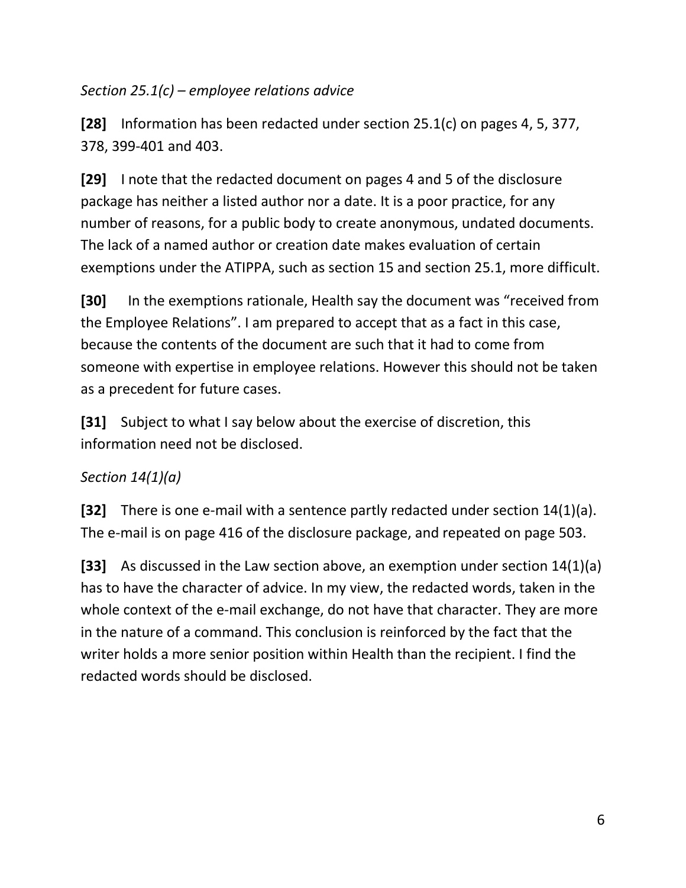*Section 25.1(c) – employee relations advice*

**[28]** Information has been redacted under section 25.1(c) on pages 4, 5, 377, 378, 399-401 and 403.

**[29]** I note that the redacted document on pages 4 and 5 of the disclosure package has neither a listed author nor a date. It is a poor practice, for any number of reasons, for a public body to create anonymous, undated documents. The lack of a named author or creation date makes evaluation of certain exemptions under the ATIPPA, such as section 15 and section 25.1, more difficult.

**[30]** In the exemptions rationale, Health say the document was "received from the Employee Relations". I am prepared to accept that as a fact in this case, because the contents of the document are such that it had to come from someone with expertise in employee relations. However this should not be taken as a precedent for future cases.

**[31]** Subject to what I say below about the exercise of discretion, this information need not be disclosed.

*Section 14(1)(a)*

**[32]** There is one e-mail with a sentence partly redacted under section 14(1)(a). The e-mail is on page 416 of the disclosure package, and repeated on page 503.

**[33]** As discussed in the Law section above, an exemption under section 14(1)(a) has to have the character of advice. In my view, the redacted words, taken in the whole context of the e-mail exchange, do not have that character. They are more in the nature of a command. This conclusion is reinforced by the fact that the writer holds a more senior position within Health than the recipient. I find the redacted words should be disclosed.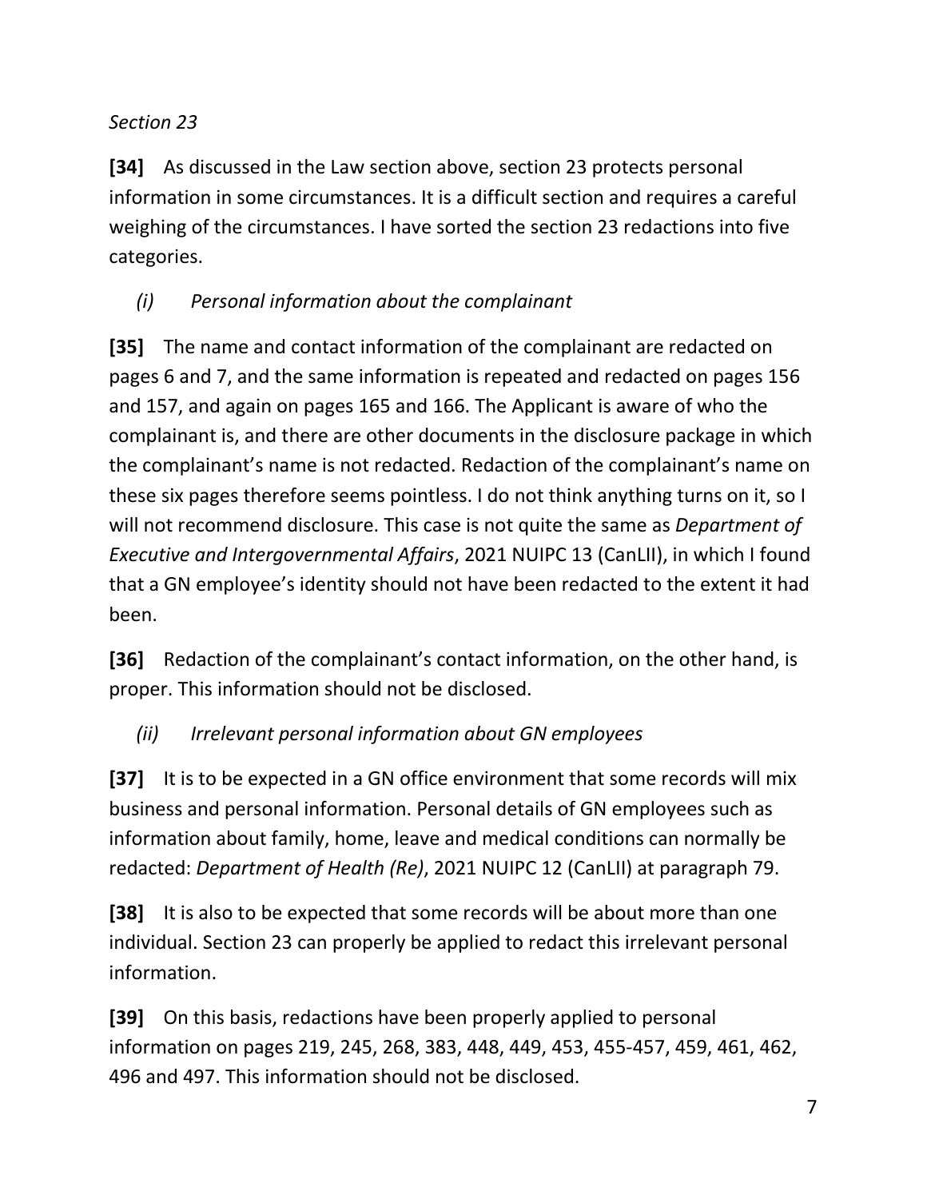*Section 23*

**[34]** As discussed in the Law section above, section 23 protects personal information in some circumstances. It is a difficult section and requires a careful weighing of the circumstances. I have sorted the section 23 redactions into five categories.

*(i) Personal information about the complainant*

**[35]** The name and contact information of the complainant are redacted on pages 6 and 7, and the same information is repeated and redacted on pages 156 and 157, and again on pages 165 and 166. The Applicant is aware of who the complainant is, and there are other documents in the disclosure package in which the complainant's name is not redacted. Redaction of the complainant's name on these six pages therefore seems pointless. I do not think anything turns on it, so I will not recommend disclosure. This case is not quite the same as *Department of Executive and Intergovernmental Affairs*, 2021 NUIPC 13 (CanLII), in which I found that a GN employee's identity should not have been redacted to the extent it had been.

**[36]** Redaction of the complainant's contact information, on the other hand, is proper. This information should not be disclosed.

*(ii) Irrelevant personal information about GN employees*

**[37]** It is to be expected in a GN office environment that some records will mix business and personal information. Personal details of GN employees such as information about family, home, leave and medical conditions can normally be redacted: *Department of Health (Re)*, 2021 NUIPC 12 (CanLII) at paragraph 79.

**[38]** It is also to be expected that some records will be about more than one individual. Section 23 can properly be applied to redact this irrelevant personal information.

**[39]** On this basis, redactions have been properly applied to personal information on pages 219, 245, 268, 383, 448, 449, 453, 455-457, 459, 461, 462, 496 and 497. This information should not be disclosed.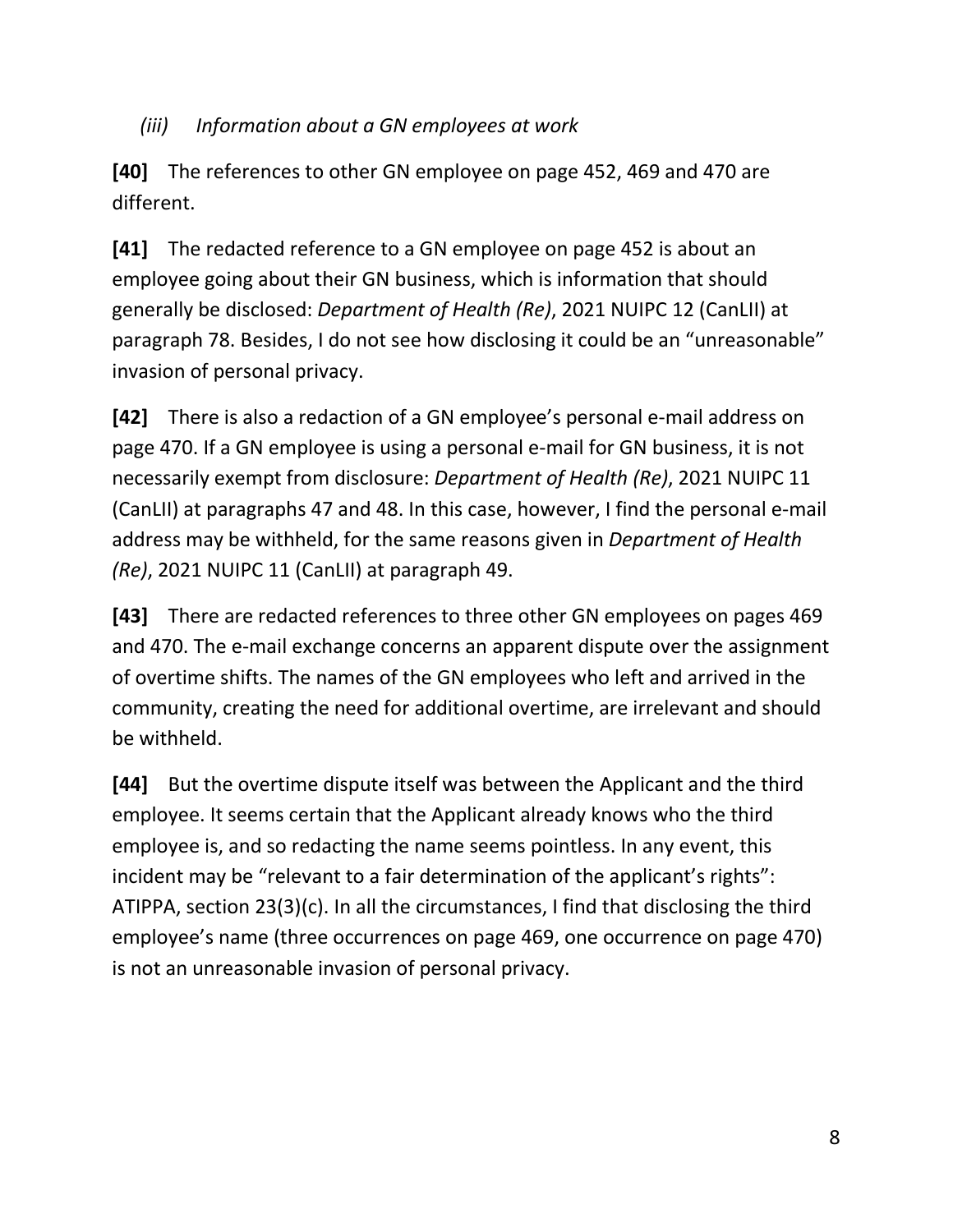### *(iii) Information about a GN employees at work*

**[40]** The references to other GN employee on page 452, 469 and 470 are different.

**[41]** The redacted reference to a GN employee on page 452 is about an employee going about their GN business, which is information that should generally be disclosed: *Department of Health (Re)*, 2021 NUIPC 12 (CanLII) at paragraph 78. Besides, I do not see how disclosing it could be an "unreasonable" invasion of personal privacy.

**[42]** There is also a redaction of a GN employee's personal e-mail address on page 470. If a GN employee is using a personal e-mail for GN business, it is not necessarily exempt from disclosure: *Department of Health (Re)*, 2021 NUIPC 11 (CanLII) at paragraphs 47 and 48. In this case, however, I find the personal e-mail address may be withheld, for the same reasons given in *Department of Health (Re)*, 2021 NUIPC 11 (CanLII) at paragraph 49.

**[43]** There are redacted references to three other GN employees on pages 469 and 470. The e-mail exchange concerns an apparent dispute over the assignment of overtime shifts. The names of the GN employees who left and arrived in the community, creating the need for additional overtime, are irrelevant and should be withheld.

**[44]** But the overtime dispute itself was between the Applicant and the third employee. It seems certain that the Applicant already knows who the third employee is, and so redacting the name seems pointless. In any event, this incident may be "relevant to a fair determination of the applicant's rights": ATIPPA, section 23(3)(c). In all the circumstances, I find that disclosing the third employee's name (three occurrences on page 469, one occurrence on page 470) is not an unreasonable invasion of personal privacy.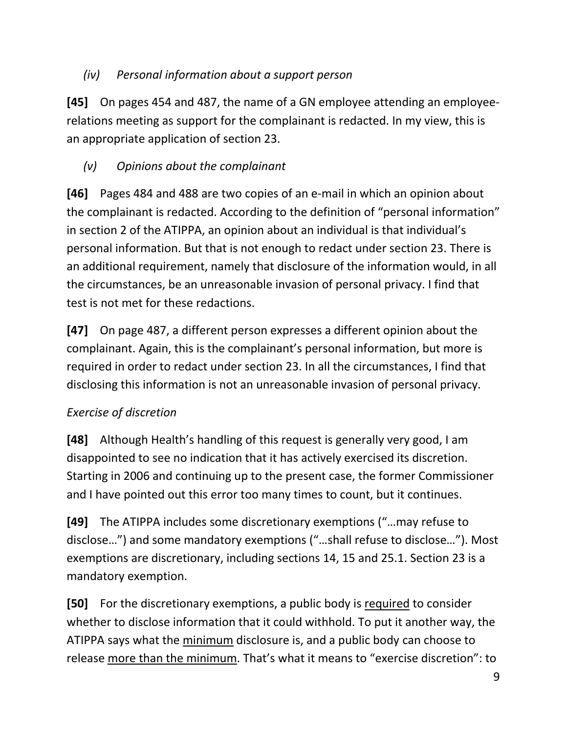*(iv) Personal information about a support person*

**[45]** On pages 454 and 487, the name of a GN employee attending an employee-relations meeting as support for the complainant is redacted. In my view, this is an appropriate application of section 23.

*(v) Opinions about the complainant*

**[46]** Pages 484 and 488 are two copies of an e-mail in which an opinion about the complainant is redacted. According to the definition of "personal information" in section 2 of the ATIPPA, an opinion about an individual is that individual's personal information. But that is not enough to redact under section 23. There is an additional requirement, namely that disclosure of the information would, in all the circumstances, be an unreasonable invasion of personal privacy. I find that test is not met for these redactions.

**[47]** On page 487, a different person expresses a different opinion about the complainant. Again, this is the complainant's personal information, but more is required in order to redact under section 23. In all the circumstances, I find that disclosing this information is not an unreasonable invasion of personal privacy.

*Exercise of discretion*

**[48]** Although Health's handling of this request is generally very good, I am disappointed to see no indication that it has actively exercised its discretion. Starting in 2006 and continuing up to the present case, the former Commissioner and I have pointed out this error too many times to count, but it continues.

**[49]** The ATIPPA includes some discretionary exemptions ("…may refuse to disclose…") and some mandatory exemptions ("…shall refuse to disclose…"). Most exemptions are discretionary, including sections 14, 15 and 25.1. Section 23 is a mandatory exemption.

**[50]** For the discretionary exemptions, a public body is <u>required</u> to consider whether to disclose information that it could withhold. To put it another way, the ATIPPA says what the <u>minimum</u> disclosure is, and a public body can choose to release <u>more than the minimum</u>. That's what it means to "exercise discretion": to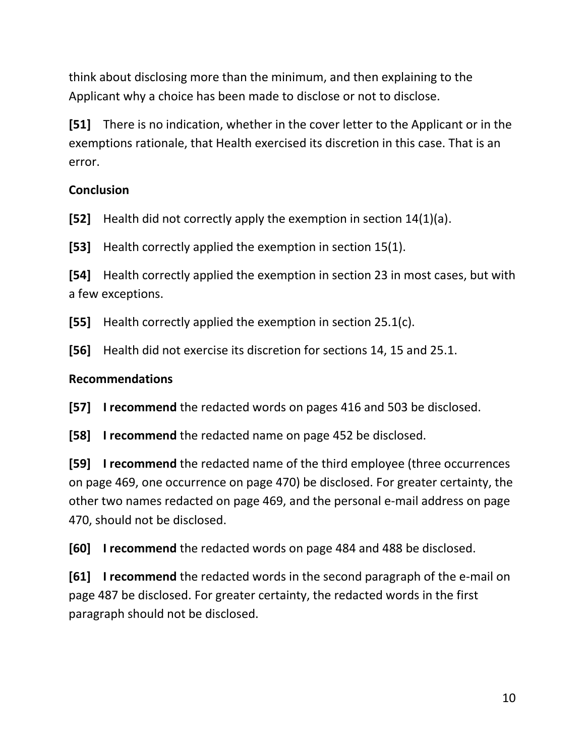think about disclosing more than the minimum, and then explaining to the Applicant why a choice has been made to disclose or not to disclose.

**[51]** There is no indication, whether in the cover letter to the Applicant or in the exemptions rationale, that Health exercised its discretion in this case. That is an error.

**Conclusion**

**[52]** Health did not correctly apply the exemption in section 14(1)(a).

**[53]** Health correctly applied the exemption in section 15(1).

**[54]** Health correctly applied the exemption in section 23 in most cases, but with a few exceptions.

**[55]** Health correctly applied the exemption in section 25.1(c).

**[56]** Health did not exercise its discretion for sections 14, 15 and 25.1.

**Recommendations**

**[57]** **I recommend** the redacted words on pages 416 and 503 be disclosed.

**[58]** **I recommend** the redacted name on page 452 be disclosed.

**[59]** **I recommend** the redacted name of the third employee (three occurrences on page 469, one occurrence on page 470) be disclosed. For greater certainty, the other two names redacted on page 469, and the personal e-mail address on page 470, should not be disclosed.

**[60]** **I recommend** the redacted words on page 484 and 488 be disclosed.

**[61]** **I recommend** the redacted words in the second paragraph of the e-mail on page 487 be disclosed. For greater certainty, the redacted words in the first paragraph should not be disclosed.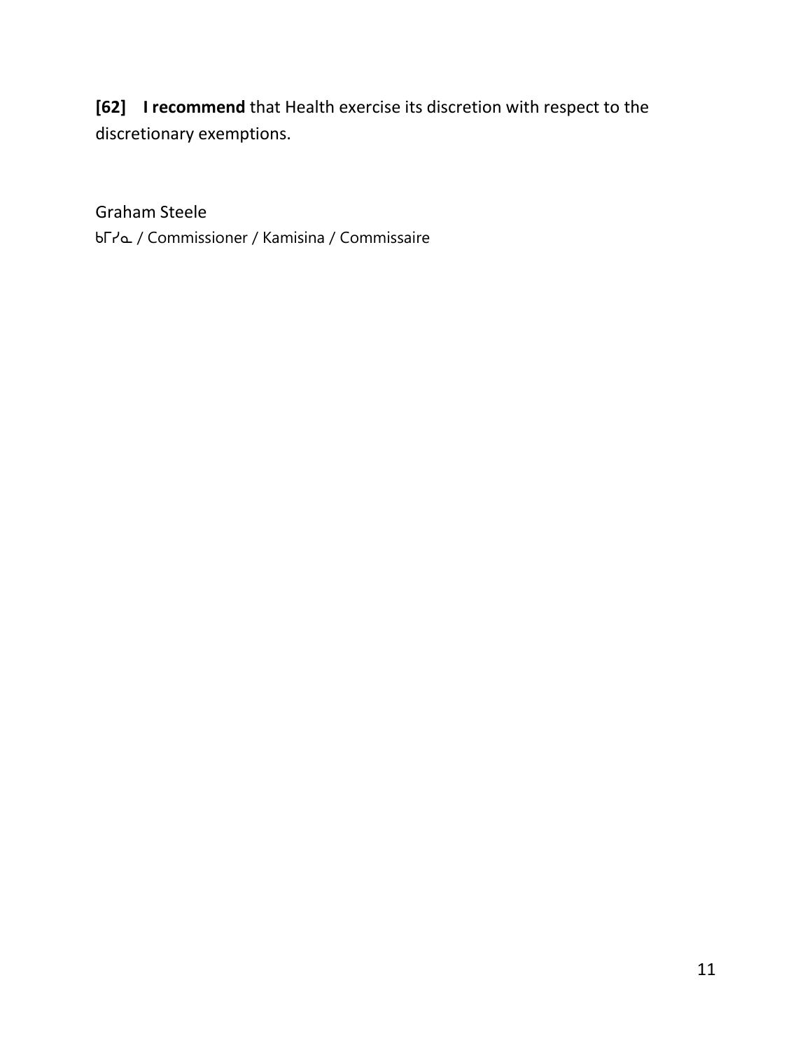**[62] I recommend** that Health exercise its discretion with respect to the discretionary exemptions.

Graham Steele
ᑲᒥᓯᓇ / Commissioner / Kamisina / Commissaire